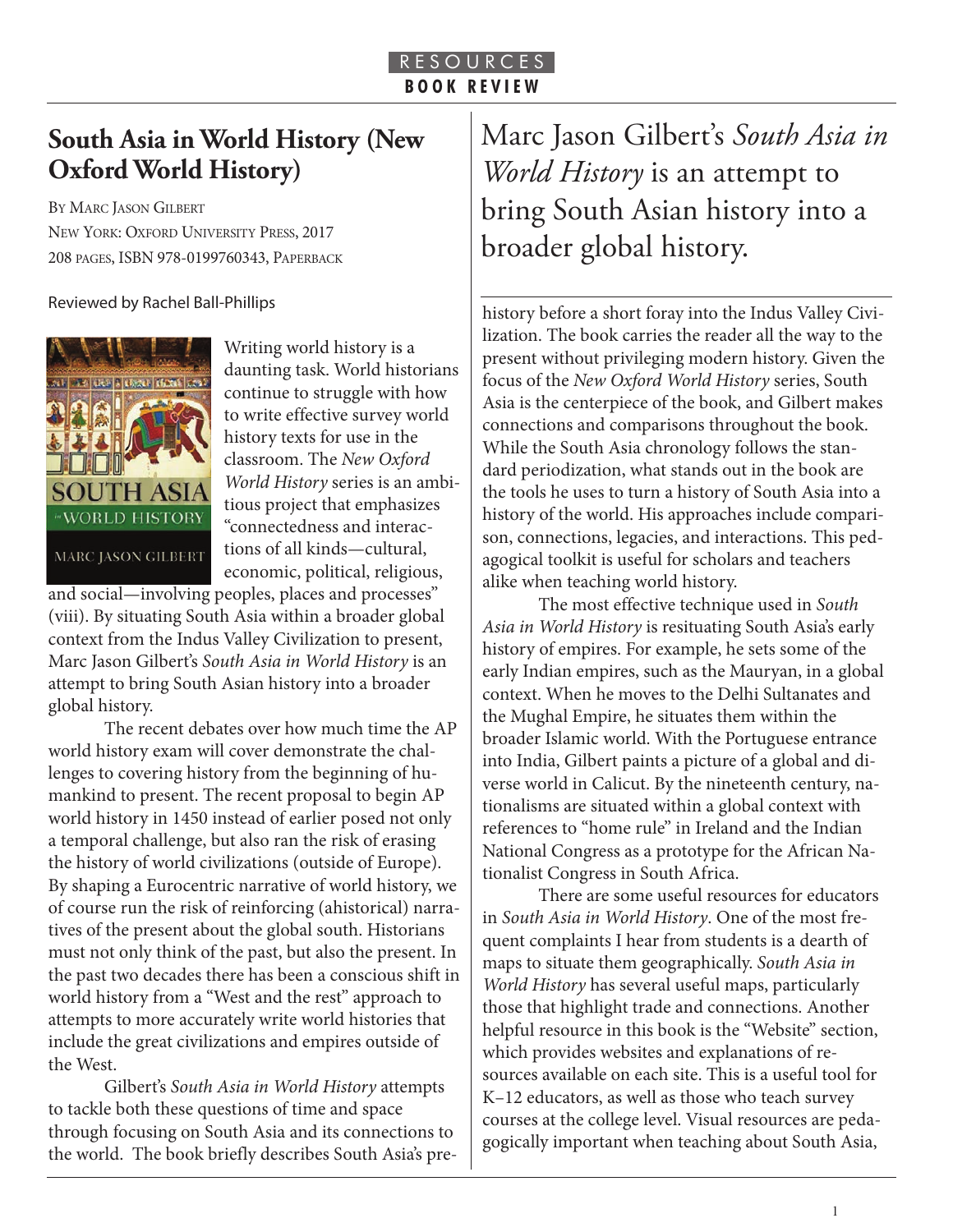RESOURCES

BOOK REVIEW

# South Asia in World History (New Oxford World History)

By Marc Jason Gilbert
New York: Oxford University Press, 2017
208 pages, ISBN 978-0199760343, Paperback

Reviewed by Rachel Ball-Phillips

Writing world history is a daunting task. World historians continue to struggle with how to write effective survey world history texts for use in the classroom. The *New Oxford World History* series is an ambitious project that emphasizes "connectedness and interactions of all kinds—cultural, economic, political, religious, and social—involving peoples, places and processes" (viii). By situating South Asia within a broader global context from the Indus Valley Civilization to present, Marc Jason Gilbert's *South Asia in World History* is an attempt to bring South Asian history into a broader global history.

The recent debates over how much time the AP world history exam will cover demonstrate the challenges to covering history from the beginning of humankind to present. The recent proposal to begin AP world history in 1450 instead of earlier posed not only a temporal challenge, but also ran the risk of erasing the history of world civilizations (outside of Europe). By shaping a Eurocentric narrative of world history, we of course run the risk of reinforcing (ahistorical) narratives of the present about the global south. Historians must not only think of the past, but also the present. In the past two decades there has been a conscious shift in world history from a "West and the rest" approach to attempts to more accurately write world histories that include the great civilizations and empires outside of the West.

Gilbert's *South Asia in World History* attempts to tackle both these questions of time and space through focusing on South Asia and its connections to the world. The book briefly describes South Asia's prehistory before a short foray into the Indus Valley Civilization. The book carries the reader all the way to the present without privileging modern history. Given the focus of the *New Oxford World History* series, South Asia is the centerpiece of the book, and Gilbert makes connections and comparisons throughout the book. While the South Asia chronology follows the standard periodization, what stands out in the book are the tools he uses to turn a history of South Asia into a history of the world. His approaches include comparison, connections, legacies, and interactions. This pedagogical toolkit is useful for scholars and teachers alike when teaching world history.

> Marc Jason Gilbert's *South Asia in World History* is an attempt to bring South Asian history into a broader global history.

The most effective technique used in *South Asia in World History* is resituating South Asia's early history of empires. For example, he sets some of the early Indian empires, such as the Mauryan, in a global context. When he moves to the Delhi Sultanates and the Mughal Empire, he situates them within the broader Islamic world. With the Portuguese entrance into India, Gilbert paints a picture of a global and diverse world in Calicut. By the nineteenth century, nationalisms are situated within a global context with references to "home rule" in Ireland and the Indian National Congress as a prototype for the African Nationalist Congress in South Africa.

There are some useful resources for educators in *South Asia in World History*. One of the most frequent complaints I hear from students is a dearth of maps to situate them geographically. *South Asia in World History* has several useful maps, particularly those that highlight trade and connections. Another helpful resource in this book is the "Website" section, which provides websites and explanations of resources available on each site. This is a useful tool for K–12 educators, as well as those who teach survey courses at the college level. Visual resources are pedagogically important when teaching about South Asia,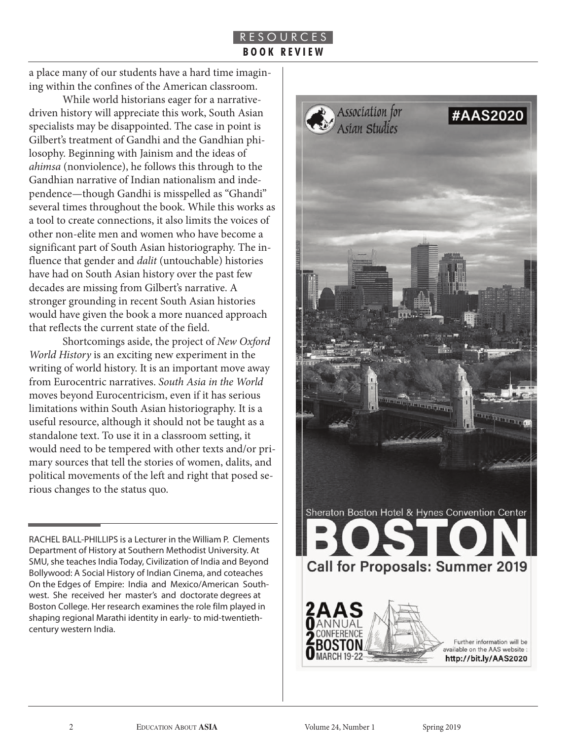a place many of our students have a hard time imagining within the confines of the American classroom.

While world historians eager for a narrative-driven history will appreciate this work, South Asian specialists may be disappointed. The case in point is Gilbert's treatment of Gandhi and the Gandhian philosophy. Beginning with Jainism and the ideas of *ahimsa* (nonviolence), he follows this through to the Gandhian narrative of Indian nationalism and independence—though Gandhi is misspelled as "Ghandi" several times throughout the book. While this works as a tool to create connections, it also limits the voices of other non-elite men and women who have become a significant part of South Asian historiography. The influence that gender and *dalit* (untouchable) histories have had on South Asian history over the past few decades are missing from Gilbert's narrative. A stronger grounding in recent South Asian histories would have given the book a more nuanced approach that reflects the current state of the field.

Shortcomings aside, the project of *New Oxford World History* is an exciting new experiment in the writing of world history. It is an important move away from Eurocentric narratives. *South Asia in the World* moves beyond Eurocentricism, even if it has serious limitations within South Asian historiography. It is a useful resource, although it should not be taught as a standalone text. To use it in a classroom setting, it would need to be tempered with other texts and/or primary sources that tell the stories of women, dalits, and political movements of the left and right that posed serious changes to the status quo.

---

RACHEL BALL-PHILLIPS is a Lecturer in the William P. Clements Department of History at Southern Methodist University. At SMU, she teaches India Today, Civilization of India and Beyond Bollywood: A Social History of Indian Cinema, and coteaches On the Edges of Empire: India and Mexico/American Southwest. She received her master's and doctorate degrees at Boston College. Her research examines the role film played in shaping regional Marathi identity in early- to mid-twentieth-century western India.

Association for Asian Studies

#AAS2020

Sheraton Boston Hotel & Hynes Convention Center

BOSTON

Call for Proposals: Summer 2019

2020 AAS ANNUAL CONFERENCE BOSTON MARCH 19-22

Further information will be available on the AAS website : http://bit.ly/AAS2020